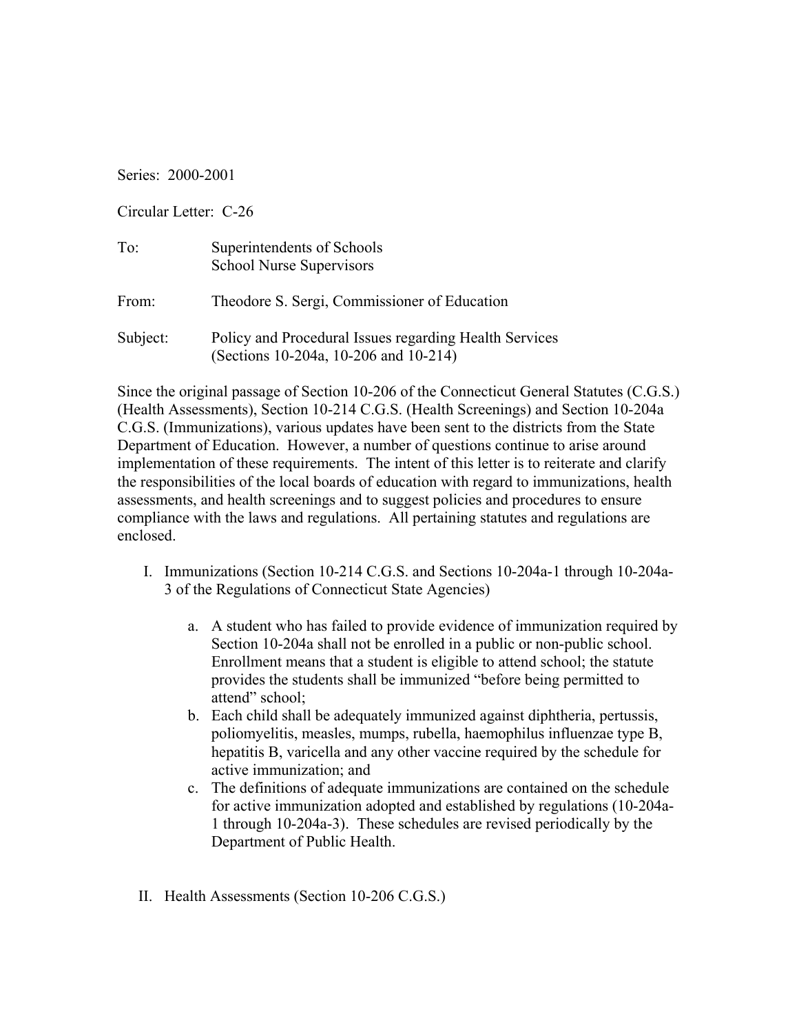Series: 2000-2001

Circular Letter: C-26

To: Superintendents of Schools
School Nurse Supervisors

From: Theodore S. Sergi, Commissioner of Education

Subject: Policy and Procedural Issues regarding Health Services (Sections 10-204a, 10-206 and 10-214)

Since the original passage of Section 10-206 of the Connecticut General Statutes (C.G.S.) (Health Assessments), Section 10-214 C.G.S. (Health Screenings) and Section 10-204a C.G.S. (Immunizations), various updates have been sent to the districts from the State Department of Education. However, a number of questions continue to arise around implementation of these requirements. The intent of this letter is to reiterate and clarify the responsibilities of the local boards of education with regard to immunizations, health assessments, and health screenings and to suggest policies and procedures to ensure compliance with the laws and regulations. All pertaining statutes and regulations are enclosed.

I. Immunizations (Section 10-214 C.G.S. and Sections 10-204a-1 through 10-204a-3 of the Regulations of Connecticut State Agencies)

   a. A student who has failed to provide evidence of immunization required by Section 10-204a shall not be enrolled in a public or non-public school. Enrollment means that a student is eligible to attend school; the statute provides the students shall be immunized "before being permitted to attend" school;
   b. Each child shall be adequately immunized against diphtheria, pertussis, poliomyelitis, measles, mumps, rubella, haemophilus influenzae type B, hepatitis B, varicella and any other vaccine required by the schedule for active immunization; and
   c. The definitions of adequate immunizations are contained on the schedule for active immunization adopted and established by regulations (10-204a-1 through 10-204a-3). These schedules are revised periodically by the Department of Public Health.

II. Health Assessments (Section 10-206 C.G.S.)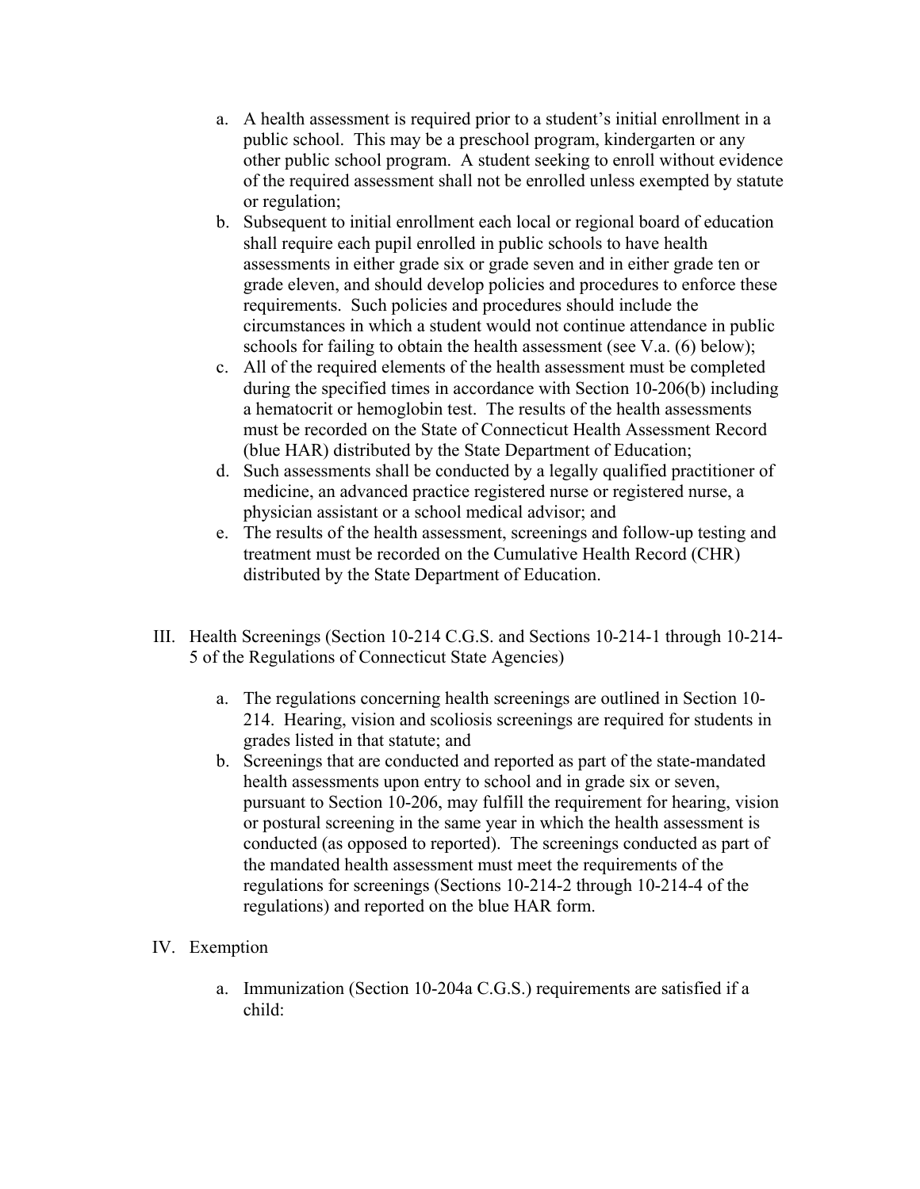a. A health assessment is required prior to a student's initial enrollment in a public school. This may be a preschool program, kindergarten or any other public school program. A student seeking to enroll without evidence of the required assessment shall not be enrolled unless exempted by statute or regulation;
b. Subsequent to initial enrollment each local or regional board of education shall require each pupil enrolled in public schools to have health assessments in either grade six or grade seven and in either grade ten or grade eleven, and should develop policies and procedures to enforce these requirements. Such policies and procedures should include the circumstances in which a student would not continue attendance in public schools for failing to obtain the health assessment (see V.a. (6) below);
c. All of the required elements of the health assessment must be completed during the specified times in accordance with Section 10-206(b) including a hematocrit or hemoglobin test. The results of the health assessments must be recorded on the State of Connecticut Health Assessment Record (blue HAR) distributed by the State Department of Education;
d. Such assessments shall be conducted by a legally qualified practitioner of medicine, an advanced practice registered nurse or registered nurse, a physician assistant or a school medical advisor; and
e. The results of the health assessment, screenings and follow-up testing and treatment must be recorded on the Cumulative Health Record (CHR) distributed by the State Department of Education.

III. Health Screenings (Section 10-214 C.G.S. and Sections 10-214-1 through 10-214-5 of the Regulations of Connecticut State Agencies)

a. The regulations concerning health screenings are outlined in Section 10-214. Hearing, vision and scoliosis screenings are required for students in grades listed in that statute; and
b. Screenings that are conducted and reported as part of the state-mandated health assessments upon entry to school and in grade six or seven, pursuant to Section 10-206, may fulfill the requirement for hearing, vision or postural screening in the same year in which the health assessment is conducted (as opposed to reported). The screenings conducted as part of the mandated health assessment must meet the requirements of the regulations for screenings (Sections 10-214-2 through 10-214-4 of the regulations) and reported on the blue HAR form.

IV. Exemption

a. Immunization (Section 10-204a C.G.S.) requirements are satisfied if a child: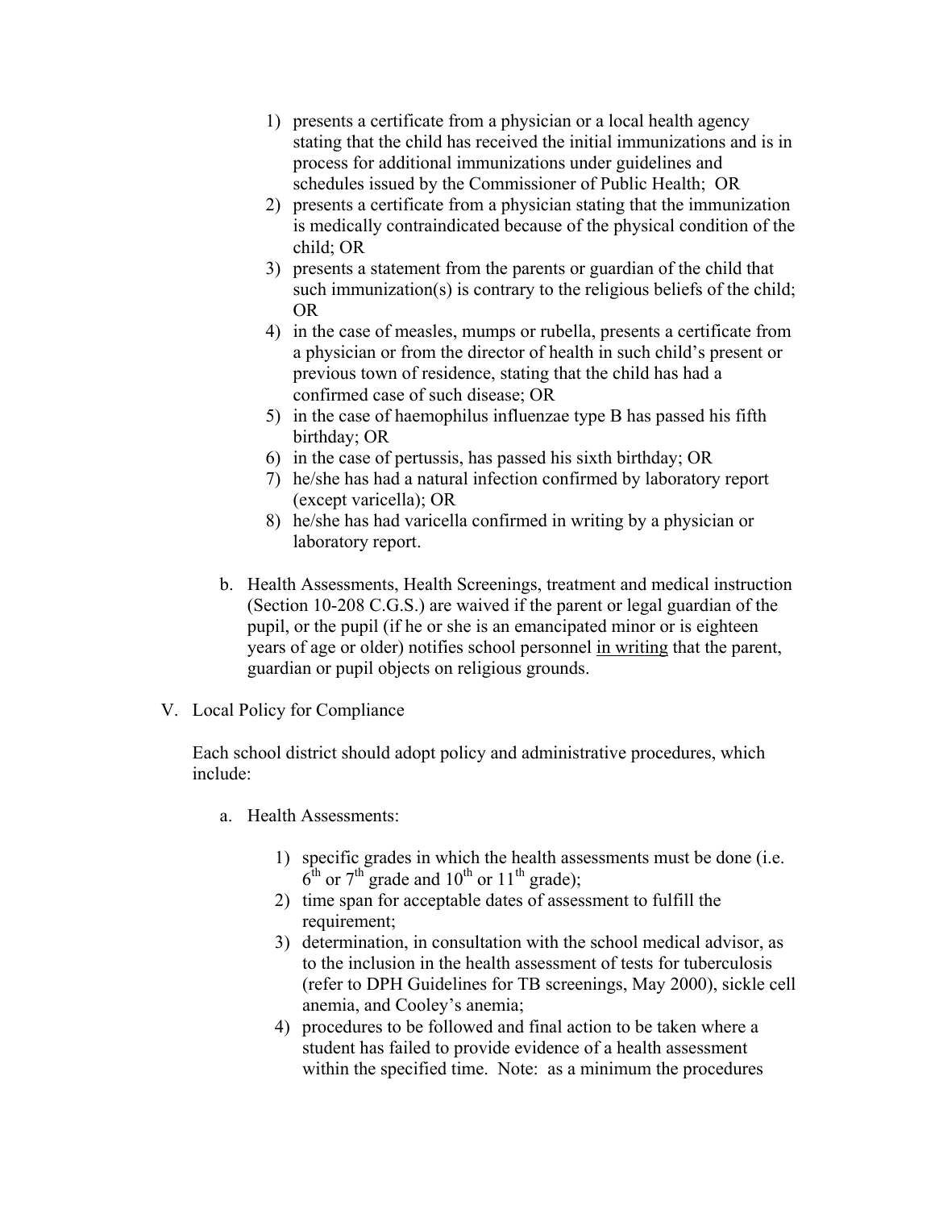1) presents a certificate from a physician or a local health agency stating that the child has received the initial immunizations and is in process for additional immunizations under guidelines and schedules issued by the Commissioner of Public Health;  OR
2) presents a certificate from a physician stating that the immunization is medically contraindicated because of the physical condition of the child; OR
3) presents a statement from the parents or guardian of the child that such immunization(s) is contrary to the religious beliefs of the child; OR
4) in the case of measles, mumps or rubella, presents a certificate from a physician or from the director of health in such child's present or previous town of residence, stating that the child has had a confirmed case of such disease; OR
5) in the case of haemophilus influenzae type B has passed his fifth birthday; OR
6) in the case of pertussis, has passed his sixth birthday; OR
7) he/she has had a natural infection confirmed by laboratory report (except varicella); OR
8) he/she has had varicella confirmed in writing by a physician or laboratory report.

b. Health Assessments, Health Screenings, treatment and medical instruction (Section 10-208 C.G.S.) are waived if the parent or legal guardian of the pupil, or the pupil (if he or she is an emancipated minor or is eighteen years of age or older) notifies school personnel <u>in writing</u> that the parent, guardian or pupil objects on religious grounds.

V. Local Policy for Compliance

Each school district should adopt policy and administrative procedures, which include:

a. Health Assessments:

1) specific grades in which the health assessments must be done (i.e. 6th or 7th grade and 10th or 11th grade);
2) time span for acceptable dates of assessment to fulfill the requirement;
3) determination, in consultation with the school medical advisor, as to the inclusion in the health assessment of tests for tuberculosis (refer to DPH Guidelines for TB screenings, May 2000), sickle cell anemia, and Cooley's anemia;
4) procedures to be followed and final action to be taken where a student has failed to provide evidence of a health assessment within the specified time.  Note:  as a minimum the procedures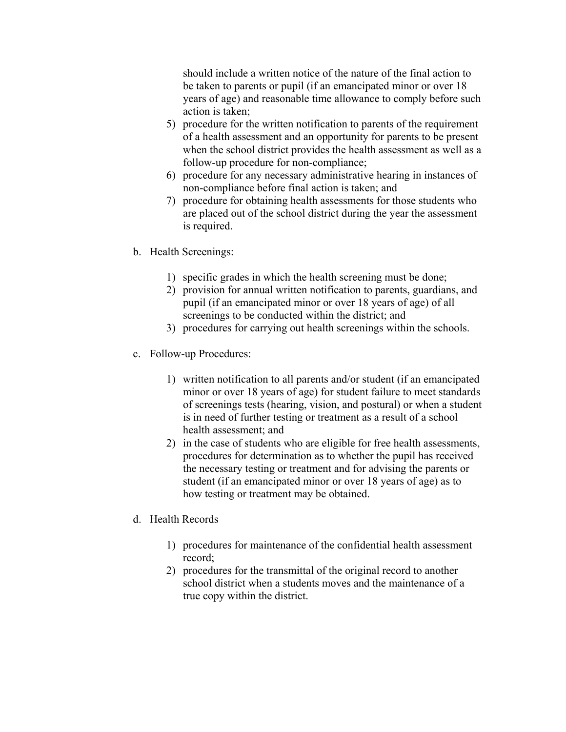should include a written notice of the nature of the final action to be taken to parents or pupil (if an emancipated minor or over 18 years of age) and reasonable time allowance to comply before such action is taken;

5) procedure for the written notification to parents of the requirement of a health assessment and an opportunity for parents to be present when the school district provides the health assessment as well as a follow-up procedure for non-compliance;
6) procedure for any necessary administrative hearing in instances of non-compliance before final action is taken; and
7) procedure for obtaining health assessments for those students who are placed out of the school district during the year the assessment is required.

b. Health Screenings:

1) specific grades in which the health screening must be done;
2) provision for annual written notification to parents, guardians, and pupil (if an emancipated minor or over 18 years of age) of all screenings to be conducted within the district; and
3) procedures for carrying out health screenings within the schools.

c. Follow-up Procedures:

1) written notification to all parents and/or student (if an emancipated minor or over 18 years of age) for student failure to meet standards of screenings tests (hearing, vision, and postural) or when a student is in need of further testing or treatment as a result of a school health assessment; and
2) in the case of students who are eligible for free health assessments, procedures for determination as to whether the pupil has received the necessary testing or treatment and for advising the parents or student (if an emancipated minor or over 18 years of age) as to how testing or treatment may be obtained.

d. Health Records

1) procedures for maintenance of the confidential health assessment record;
2) procedures for the transmittal of the original record to another school district when a students moves and the maintenance of a true copy within the district.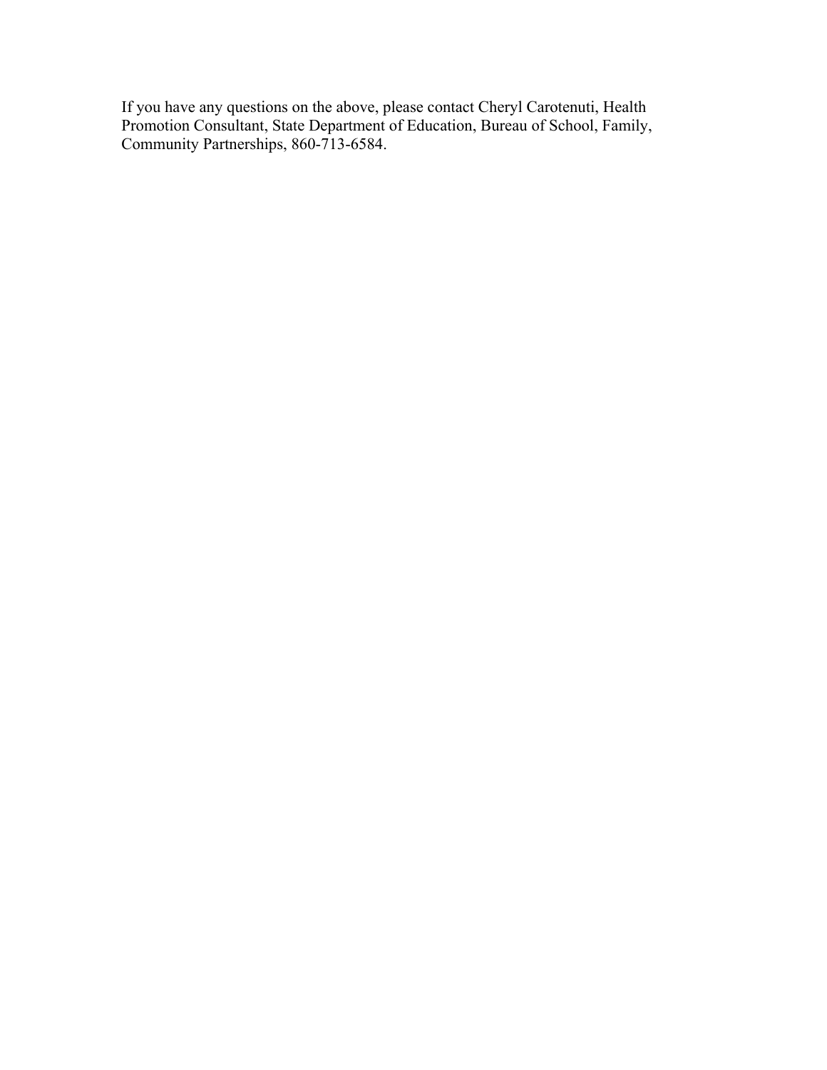If you have any questions on the above, please contact Cheryl Carotenuti, Health Promotion Consultant, State Department of Education, Bureau of School, Family, Community Partnerships, 860-713-6584.